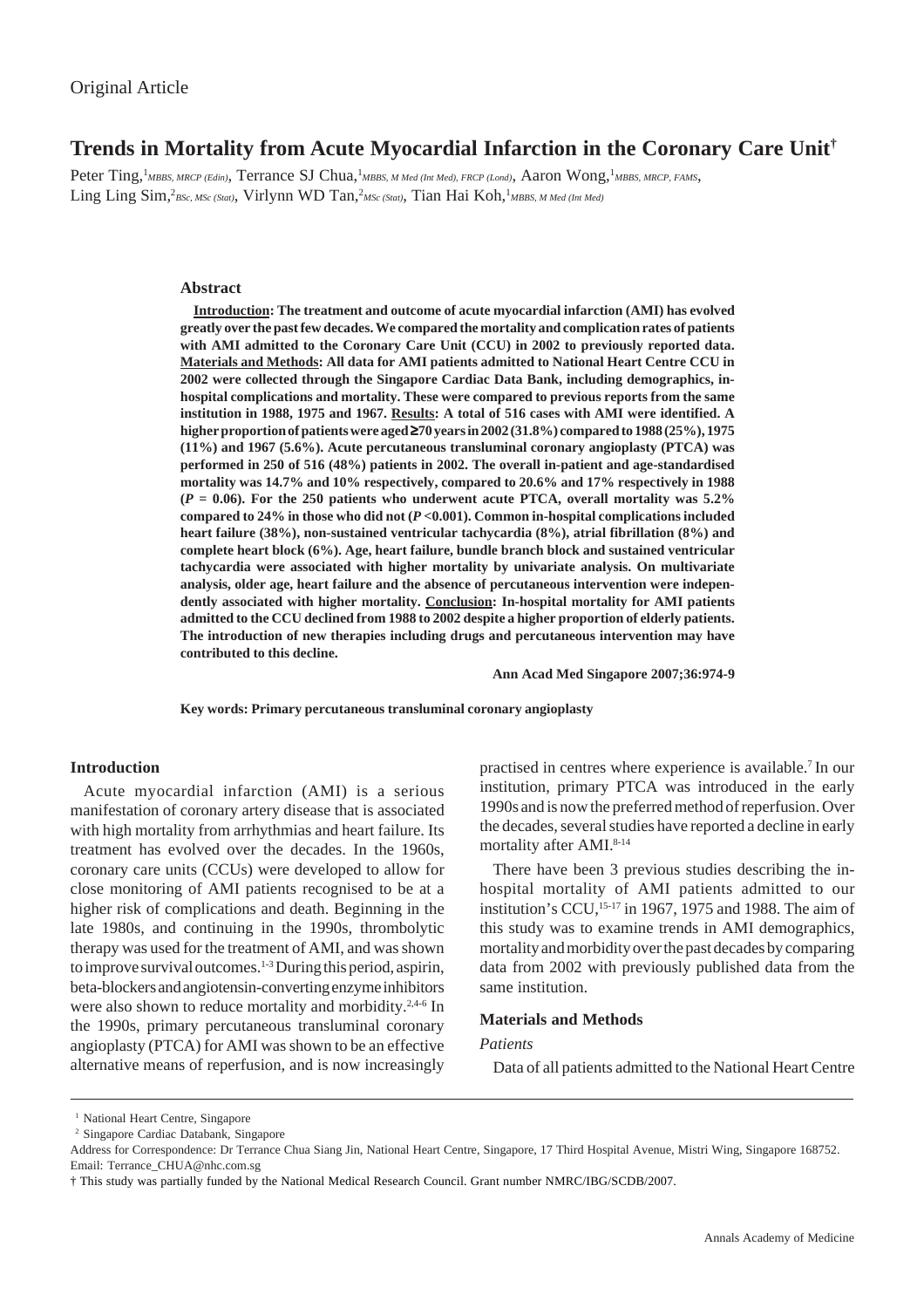Original Article

# Trends in Mortality from Acute Myocardial Infarction in the Coronary Care Unit†

Peter Ting,[1] *MBBS, MRCP (Edin)*, Terrance SJ Chua,[1] *MBBS, M Med (Int Med), FRCP (Lond)*, Aaron Wong,[1] *MBBS, MRCP, FAMS*, Ling Ling Sim,[2] *BSc, MSc (Stat)*, Virlynn WD Tan,[2] *MSc (Stat)*, Tian Hai Koh,[1] *MBBS, M Med (Int Med)*

## Abstract

**Introduction: The treatment and outcome of acute myocardial infarction (AMI) has evolved greatly over the past few decades. We compared the mortality and complication rates of patients with AMI admitted to the Coronary Care Unit (CCU) in 2002 to previously reported data. Materials and Methods: All data for AMI patients admitted to National Heart Centre CCU in 2002 were collected through the Singapore Cardiac Data Bank, including demographics, in-hospital complications and mortality. These were compared to previous reports from the same institution in 1988, 1975 and 1967. Results: A total of 516 cases with AMI were identified. A higher proportion of patients were aged ≥70 years in 2002 (31.8%) compared to 1988 (25%), 1975 (11%) and 1967 (5.6%). Acute percutaneous transluminal coronary angioplasty (PTCA) was performed in 250 of 516 (48%) patients in 2002. The overall in-patient and age-standardised mortality was 14.7% and 10% respectively, compared to 20.6% and 17% respectively in 1988 ($P = 0.06$). For the 250 patients who underwent acute PTCA, overall mortality was 5.2% compared to 24% in those who did not ($P < 0.001$). Common in-hospital complications included heart failure (38%), non-sustained ventricular tachycardia (8%), atrial fibrillation (8%) and complete heart block (6%). Age, heart failure, bundle branch block and sustained ventricular tachycardia were associated with higher mortality by univariate analysis. On multivariate analysis, older age, heart failure and the absence of percutaneous intervention were independently associated with higher mortality. Conclusion: In-hospital mortality for AMI patients admitted to the CCU declined from 1988 to 2002 despite a higher proportion of elderly patients. The introduction of new therapies including drugs and percutaneous intervention may have contributed to this decline.**

**Ann Acad Med Singapore 2007;36:974-9**

**Key words: Primary percutaneous transluminal coronary angioplasty**

## Introduction

Acute myocardial infarction (AMI) is a serious manifestation of coronary artery disease that is associated with high mortality from arrhythmias and heart failure. Its treatment has evolved over the decades. In the 1960s, coronary care units (CCUs) were developed to allow for close monitoring of AMI patients recognised to be at a higher risk of complications and death. Beginning in the late 1980s, and continuing in the 1990s, thrombolytic therapy was used for the treatment of AMI, and was shown to improve survival outcomes.[1-3] During this period, aspirin, beta-blockers and angiotensin-converting enzyme inhibitors were also shown to reduce mortality and morbidity.[2,4-6] In the 1990s, primary percutaneous transluminal coronary angioplasty (PTCA) for AMI was shown to be an effective alternative means of reperfusion, and is now increasingly practised in centres where experience is available.[7] In our institution, primary PTCA was introduced in the early 1990s and is now the preferred method of reperfusion. Over the decades, several studies have reported a decline in early mortality after AMI.[8-14]

There have been 3 previous studies describing the in-hospital mortality of AMI patients admitted to our institution's CCU,[15-17] in 1967, 1975 and 1988. The aim of this study was to examine trends in AMI demographics, mortality and morbidity over the past decades by comparing data from 2002 with previously published data from the same institution.

## Materials and Methods

### Patients

Data of all patients admitted to the National Heart Centre

---

[1] National Heart Centre, Singapore

[2] Singapore Cardiac Databank, Singapore

Address for Correspondence: Dr Terrance Chua Siang Jin, National Heart Centre, Singapore, 17 Third Hospital Avenue, Mistri Wing, Singapore 168752. Email: Terrance_CHUA@nhc.com.sg

† This study was partially funded by the National Medical Research Council. Grant number NMRC/IBG/SCDB/2007.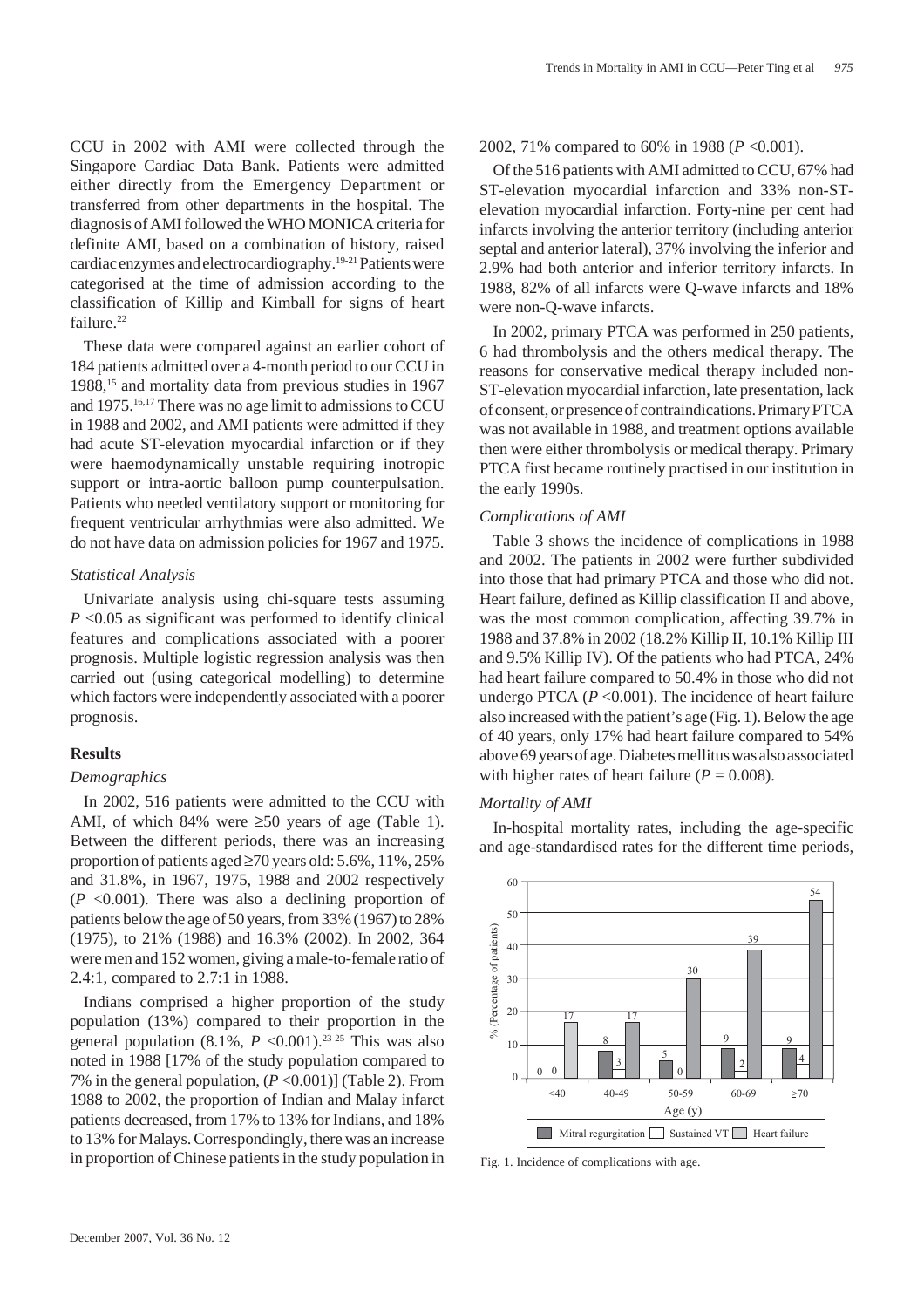CCU in 2002 with AMI were collected through the Singapore Cardiac Data Bank. Patients were admitted either directly from the Emergency Department or transferred from other departments in the hospital. The diagnosis of AMI followed the WHO MONICA criteria for definite AMI, based on a combination of history, raised cardiac enzymes and electrocardiography.[19-21] Patients were categorised at the time of admission according to the classification of Killip and Kimball for signs of heart failure.[22]

These data were compared against an earlier cohort of 184 patients admitted over a 4-month period to our CCU in 1988,[15] and mortality data from previous studies in 1967 and 1975.[16,17] There was no age limit to admissions to CCU in 1988 and 2002, and AMI patients were admitted if they had acute ST-elevation myocardial infarction or if they were haemodynamically unstable requiring inotropic support or intra-aortic balloon pump counterpulsation. Patients who needed ventilatory support or monitoring for frequent ventricular arrhythmias were also admitted. We do not have data on admission policies for 1967 and 1975.

### *Statistical Analysis*

Univariate analysis using chi-square tests assuming $P < 0.05$ as significant was performed to identify clinical features and complications associated with a poorer prognosis. Multiple logistic regression analysis was then carried out (using categorical modelling) to determine which factors were independently associated with a poorer prognosis.

## Results

### *Demographics*

In 2002, 516 patients were admitted to the CCU with AMI, of which 84% were ≥50 years of age (Table 1). Between the different periods, there was an increasing proportion of patients aged ≥70 years old: 5.6%, 11%, 25% and 31.8%, in 1967, 1975, 1988 and 2002 respectively ($P < 0.001$). There was also a declining proportion of patients below the age of 50 years, from 33% (1967) to 28% (1975), to 21% (1988) and 16.3% (2002). In 2002, 364 were men and 152 women, giving a male-to-female ratio of 2.4:1, compared to 2.7:1 in 1988.

Indians comprised a higher proportion of the study population (13%) compared to their proportion in the general population (8.1%, $P < 0.001$).[23-25] This was also noted in 1988 [17% of the study population compared to 7% in the general population, ($P < 0.001$)] (Table 2). From 1988 to 2002, the proportion of Indian and Malay infarct patients decreased, from 17% to 13% for Indians, and 18% to 13% for Malays. Correspondingly, there was an increase in proportion of Chinese patients in the study population in 2002, 71% compared to 60% in 1988 ($P < 0.001$).

Of the 516 patients with AMI admitted to CCU, 67% had ST-elevation myocardial infarction and 33% non-ST-elevation myocardial infarction. Forty-nine per cent had infarcts involving the anterior territory (including anterior septal and anterior lateral), 37% involving the inferior and 2.9% had both anterior and inferior territory infarcts. In 1988, 82% of all infarcts were Q-wave infarcts and 18% were non-Q-wave infarcts.

In 2002, primary PTCA was performed in 250 patients, 6 had thrombolysis and the others medical therapy. The reasons for conservative medical therapy included non-ST-elevation myocardial infarction, late presentation, lack of consent, or presence of contraindications. Primary PTCA was not available in 1988, and treatment options available then were either thrombolysis or medical therapy. Primary PTCA first became routinely practised in our institution in the early 1990s.

### *Complications of AMI*

Table 3 shows the incidence of complications in 1988 and 2002. The patients in 2002 were further subdivided into those that had primary PTCA and those who did not. Heart failure, defined as Killip classification II and above, was the most common complication, affecting 39.7% in 1988 and 37.8% in 2002 (18.2% Killip II, 10.1% Killip III and 9.5% Killip IV). Of the patients who had PTCA, 24% had heart failure compared to 50.4% in those who did not undergo PTCA ($P < 0.001$). The incidence of heart failure also increased with the patient's age (Fig. 1). Below the age of 40 years, only 17% had heart failure compared to 54% above 69 years of age. Diabetes mellitus was also associated with higher rates of heart failure ($P = 0.008$).

### *Mortality of AMI*

In-hospital mortality rates, including the age-specific and age-standardised rates for the different time periods,

| Age (y) | Mitral regurgitation | Sustained VT | Heart failure |
|---|---|---|---|
| <40 | 0 | 0 | 17 |
| 40-49 | 8 | 3 | 17 |
| 50-59 | 5 | 0 | 30 |
| 60-69 | 9 | 2 | 39 |
| ≥70 | 9 | 4 | 54 |

Fig. 1. Incidence of complications with age.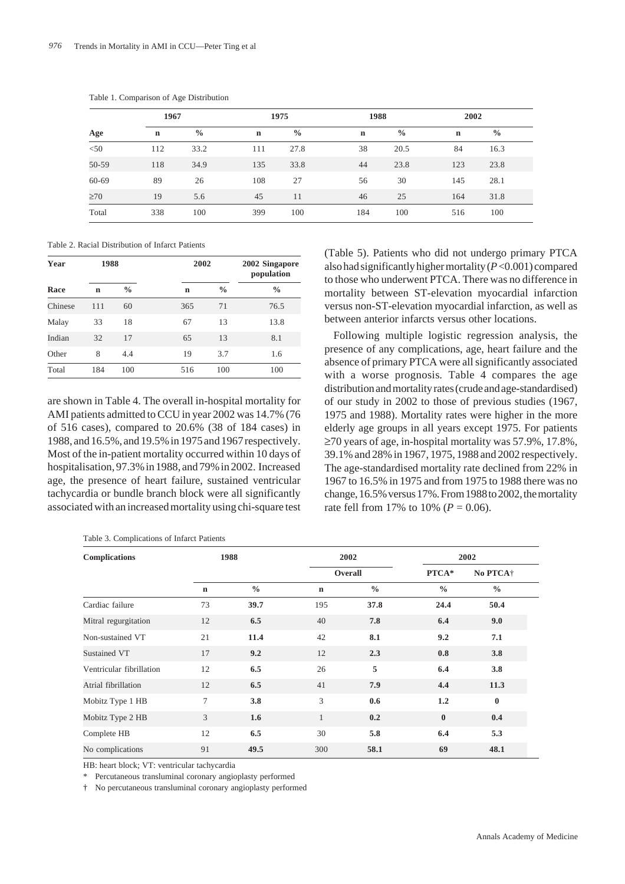Table 1. Comparison of Age Distribution

| | 1967 | | 1975 | | 1988 | | 2002 | |
|---|---|---|---|---|---|---|---|---|
| Age | n | % | n | % | n | % | n | % |
| <50 | 112 | 33.2 | 111 | 27.8 | 38 | 20.5 | 84 | 16.3 |
| 50-59 | 118 | 34.9 | 135 | 33.8 | 44 | 23.8 | 123 | 23.8 |
| 60-69 | 89 | 26 | 108 | 27 | 56 | 30 | 145 | 28.1 |
| ≥70 | 19 | 5.6 | 45 | 11 | 46 | 25 | 164 | 31.8 |
| Total | 338 | 100 | 399 | 100 | 184 | 100 | 516 | 100 |

Table 2. Racial Distribution of Infarct Patients

| Year | 1988 | | 2002 | | 2002 Singapore population |
|---|---|---|---|---|---|
| Race | n | % | n | % | % |
| Chinese | 111 | 60 | 365 | 71 | 76.5 |
| Malay | 33 | 18 | 67 | 13 | 13.8 |
| Indian | 32 | 17 | 65 | 13 | 8.1 |
| Other | 8 | 4.4 | 19 | 3.7 | 1.6 |
| Total | 184 | 100 | 516 | 100 | 100 |

are shown in Table 4. The overall in-hospital mortality for AMI patients admitted to CCU in year 2002 was 14.7% (76 of 516 cases), compared to 20.6% (38 of 184 cases) in 1988, and 16.5%, and 19.5% in 1975 and 1967 respectively. Most of the in-patient mortality occurred within 10 days of hospitalisation, 97.3% in 1988, and 79% in 2002. Increased age, the presence of heart failure, sustained ventricular tachycardia or bundle branch block were all significantly associated with an increased mortality using chi-square test (Table 5). Patients who did not undergo primary PTCA also had significantly higher mortality ($P$ <0.001) compared to those who underwent PTCA. There was no difference in mortality between ST-elevation myocardial infarction versus non-ST-elevation myocardial infarction, as well as between anterior infarcts versus other locations.

Following multiple logistic regression analysis, the presence of any complications, age, heart failure and the absence of primary PTCA were all significantly associated with a worse prognosis. Table 4 compares the age distribution and mortality rates (crude and age-standardised) of our study in 2002 to those of previous studies (1967, 1975 and 1988). Mortality rates were higher in the more elderly age groups in all years except 1975. For patients ≥70 years of age, in-hospital mortality was 57.9%, 17.8%, 39.1% and 28% in 1967, 1975, 1988 and 2002 respectively. The age-standardised mortality rate declined from 22% in 1967 to 16.5% in 1975 and from 1975 to 1988 there was no change, 16.5% versus 17%. From 1988 to 2002, the mortality rate fell from 17% to 10% ($P$ = 0.06).

Table 3. Complications of Infarct Patients

| Complications | 1988 | | 2002 | | 2002 | |
|---|---|---|---|---|---|---|
| | | | Overall | | PTCA* | No PTCA† |
| | n | % | n | % | % | % |
| Cardiac failure | 73 | **39.7** | 195 | **37.8** | **24.4** | **50.4** |
| Mitral regurgitation | 12 | **6.5** | 40 | **7.8** | **6.4** | **9.0** |
| Non-sustained VT | 21 | **11.4** | 42 | **8.1** | **9.2** | **7.1** |
| Sustained VT | 17 | **9.2** | 12 | **2.3** | **0.8** | **3.8** |
| Ventricular fibrillation | 12 | **6.5** | 26 | **5** | **6.4** | **3.8** |
| Atrial fibrillation | 12 | **6.5** | 41 | **7.9** | **4.4** | **11.3** |
| Mobitz Type 1 HB | 7 | **3.8** | 3 | **0.6** | **1.2** | **0** |
| Mobitz Type 2 HB | 3 | **1.6** | 1 | **0.2** | **0** | **0.4** |
| Complete HB | 12 | **6.5** | 30 | **5.8** | **6.4** | **5.3** |
| No complications | 91 | **49.5** | 300 | **58.1** | **69** | **48.1** |

HB: heart block; VT: ventricular tachycardia

\* Percutaneous transluminal coronary angioplasty performed

† No percutaneous transluminal coronary angioplasty performed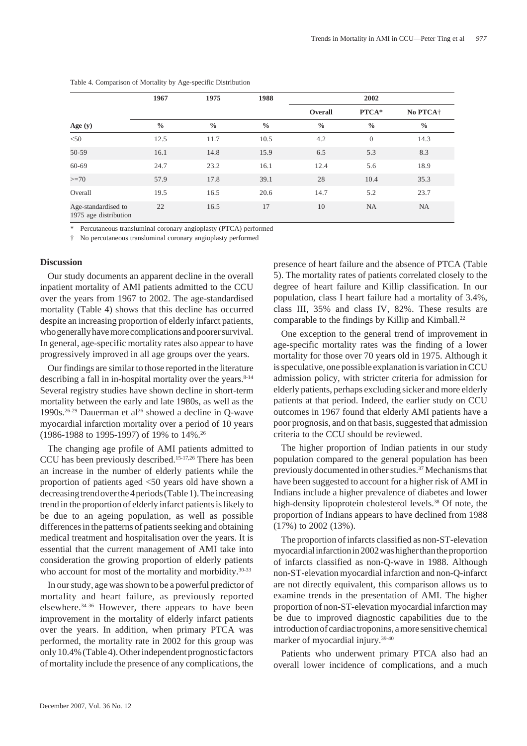Table 4. Comparison of Mortality by Age-specific Distribution

| Age (y) | 1967 | 1975 | 1988 | 2002 | | |
|---|---|---|---|---|---|---|
| | | | | Overall | PTCA* | No PTCA† |
| | % | % | % | % | % | % |
| <50 | 12.5 | 11.7 | 10.5 | 4.2 | 0 | 14.3 |
| 50-59 | 16.1 | 14.8 | 15.9 | 6.5 | 5.3 | 8.3 |
| 60-69 | 24.7 | 23.2 | 16.1 | 12.4 | 5.6 | 18.9 |
| >=70 | 57.9 | 17.8 | 39.1 | 28 | 10.4 | 35.3 |
| Overall | 19.5 | 16.5 | 20.6 | 14.7 | 5.2 | 23.7 |
| Age-standardised to 1975 age distribution | 22 | 16.5 | 17 | 10 | NA | NA |

\* Percutaneous transluminal coronary angioplasty (PTCA) performed

† No percutaneous transluminal coronary angioplasty performed

## Discussion

Our study documents an apparent decline in the overall inpatient mortality of AMI patients admitted to the CCU over the years from 1967 to 2002. The age-standardised mortality (Table 4) shows that this decline has occurred despite an increasing proportion of elderly infarct patients, who generally have more complications and poorer survival. In general, age-specific mortality rates also appear to have progressively improved in all age groups over the years.

Our findings are similar to those reported in the literature describing a fall in in-hospital mortality over the years.[8-14] Several registry studies have shown decline in short-term mortality between the early and late 1980s, as well as the 1990s.[26-29] Dauerman et al[26] showed a decline in Q-wave myocardial infarction mortality over a period of 10 years (1986-1988 to 1995-1997) of 19% to 14%.[26]

The changing age profile of AMI patients admitted to CCU has been previously described.[15-17,26] There has been an increase in the number of elderly patients while the proportion of patients aged <50 years old have shown a decreasing trend over the 4 periods (Table 1). The increasing trend in the proportion of elderly infarct patients is likely to be due to an ageing population, as well as possible differences in the patterns of patients seeking and obtaining medical treatment and hospitalisation over the years. It is essential that the current management of AMI take into consideration the growing proportion of elderly patients who account for most of the mortality and morbidity.[30-33]

In our study, age was shown to be a powerful predictor of mortality and heart failure, as previously reported elsewhere.[34-36] However, there appears to have been improvement in the mortality of elderly infarct patients over the years. In addition, when primary PTCA was performed, the mortality rate in 2002 for this group was only 10.4% (Table 4). Other independent prognostic factors of mortality include the presence of any complications, the presence of heart failure and the absence of PTCA (Table 5). The mortality rates of patients correlated closely to the degree of heart failure and Killip classification. In our population, class I heart failure had a mortality of 3.4%, class III, 35% and class IV, 82%. These results are comparable to the findings by Killip and Kimball.[22]

One exception to the general trend of improvement in age-specific mortality rates was the finding of a lower mortality for those over 70 years old in 1975. Although it is speculative, one possible explanation is variation in CCU admission policy, with stricter criteria for admission for elderly patients, perhaps excluding sicker and more elderly patients at that period. Indeed, the earlier study on CCU outcomes in 1967 found that elderly AMI patients have a poor prognosis, and on that basis, suggested that admission criteria to the CCU should be reviewed.

The higher proportion of Indian patients in our study population compared to the general population has been previously documented in other studies.[37] Mechanisms that have been suggested to account for a higher risk of AMI in Indians include a higher prevalence of diabetes and lower high-density lipoprotein cholesterol levels.[38] Of note, the proportion of Indians appears to have declined from 1988 (17%) to 2002 (13%).

The proportion of infarcts classified as non-ST-elevation myocardial infarction in 2002 was higher than the proportion of infarcts classified as non-Q-wave in 1988. Although non-ST-elevation myocardial infarction and non-Q-infarct are not directly equivalent, this comparison allows us to examine trends in the presentation of AMI. The higher proportion of non-ST-elevation myocardial infarction may be due to improved diagnostic capabilities due to the introduction of cardiac troponins, a more sensitive chemical marker of myocardial injury.[39-40]

Patients who underwent primary PTCA also had an overall lower incidence of complications, and a much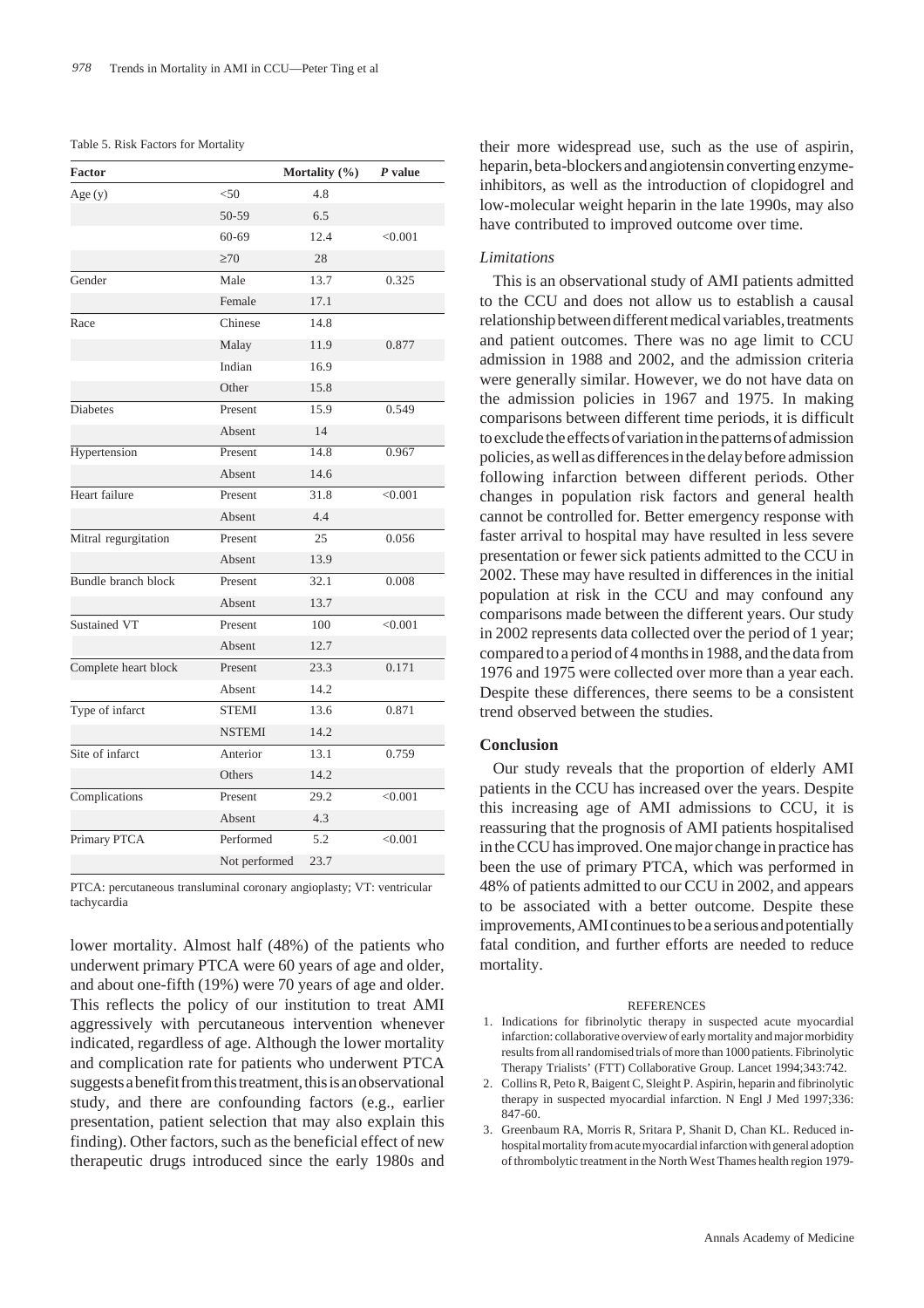Table 5. Risk Factors for Mortality

| Factor | | Mortality (%) | *P* value |
|---|---|---|---|
| Age (y) | <50 | 4.8 | |
| | 50-59 | 6.5 | |
| | 60-69 | 12.4 | <0.001 |
| | ≥70 | 28 | |
| Gender | Male | 13.7 | 0.325 |
| | Female | 17.1 | |
| Race | Chinese | 14.8 | |
| | Malay | 11.9 | 0.877 |
| | Indian | 16.9 | |
| | Other | 15.8 | |
| Diabetes | Present | 15.9 | 0.549 |
| | Absent | 14 | |
| Hypertension | Present | 14.8 | 0.967 |
| | Absent | 14.6 | |
| Heart failure | Present | 31.8 | <0.001 |
| | Absent | 4.4 | |
| Mitral regurgitation | Present | 25 | 0.056 |
| | Absent | 13.9 | |
| Bundle branch block | Present | 32.1 | 0.008 |
| | Absent | 13.7 | |
| Sustained VT | Present | 100 | <0.001 |
| | Absent | 12.7 | |
| Complete heart block | Present | 23.3 | 0.171 |
| | Absent | 14.2 | |
| Type of infarct | STEMI | 13.6 | 0.871 |
| | NSTEMI | 14.2 | |
| Site of infarct | Anterior | 13.1 | 0.759 |
| | Others | 14.2 | |
| Complications | Present | 29.2 | <0.001 |
| | Absent | 4.3 | |
| Primary PTCA | Performed | 5.2 | <0.001 |
| | Not performed | 23.7 | |

PTCA: percutaneous transluminal coronary angioplasty; VT: ventricular tachycardia

lower mortality. Almost half (48%) of the patients who underwent primary PTCA were 60 years of age and older, and about one-fifth (19%) were 70 years of age and older. This reflects the policy of our institution to treat AMI aggressively with percutaneous intervention whenever indicated, regardless of age. Although the lower mortality and complication rate for patients who underwent PTCA suggests a benefit from this treatment, this is an observational study, and there are confounding factors (e.g., earlier presentation, patient selection that may also explain this finding). Other factors, such as the beneficial effect of new therapeutic drugs introduced since the early 1980s and their more widespread use, such as the use of aspirin, heparin, beta-blockers and angiotensin converting enzyme-inhibitors, as well as the introduction of clopidogrel and low-molecular weight heparin in the late 1990s, may also have contributed to improved outcome over time.

### *Limitations*

This is an observational study of AMI patients admitted to the CCU and does not allow us to establish a causal relationship between different medical variables, treatments and patient outcomes. There was no age limit to CCU admission in 1988 and 2002, and the admission criteria were generally similar. However, we do not have data on the admission policies in 1967 and 1975. In making comparisons between different time periods, it is difficult to exclude the effects of variation in the patterns of admission policies, as well as differences in the delay before admission following infarction between different periods. Other changes in population risk factors and general health cannot be controlled for. Better emergency response with faster arrival to hospital may have resulted in less severe presentation or fewer sick patients admitted to the CCU in 2002. These may have resulted in differences in the initial population at risk in the CCU and may confound any comparisons made between the different years. Our study in 2002 represents data collected over the period of 1 year; compared to a period of 4 months in 1988, and the data from 1976 and 1975 were collected over more than a year each. Despite these differences, there seems to be a consistent trend observed between the studies.

## Conclusion

Our study reveals that the proportion of elderly AMI patients in the CCU has increased over the years. Despite this increasing age of AMI admissions to CCU, it is reassuring that the prognosis of AMI patients hospitalised in the CCU has improved. One major change in practice has been the use of primary PTCA, which was performed in 48% of patients admitted to our CCU in 2002, and appears to be associated with a better outcome. Despite these improvements, AMI continues to be a serious and potentially fatal condition, and further efforts are needed to reduce mortality.

REFERENCES

1. Indications for fibrinolytic therapy in suspected acute myocardial infarction: collaborative overview of early mortality and major morbidity results from all randomised trials of more than 1000 patients. Fibrinolytic Therapy Trialists' (FTT) Collaborative Group. Lancet 1994;343:742.
2. Collins R, Peto R, Baigent C, Sleight P. Aspirin, heparin and fibrinolytic therapy in suspected myocardial infarction. N Engl J Med 1997;336: 847-60.
3. Greenbaum RA, Morris R, Sritara P, Shanit D, Chan KL. Reduced in-hospital mortality from acute myocardial infarction with general adoption of thrombolytic treatment in the North West Thames health region 1979-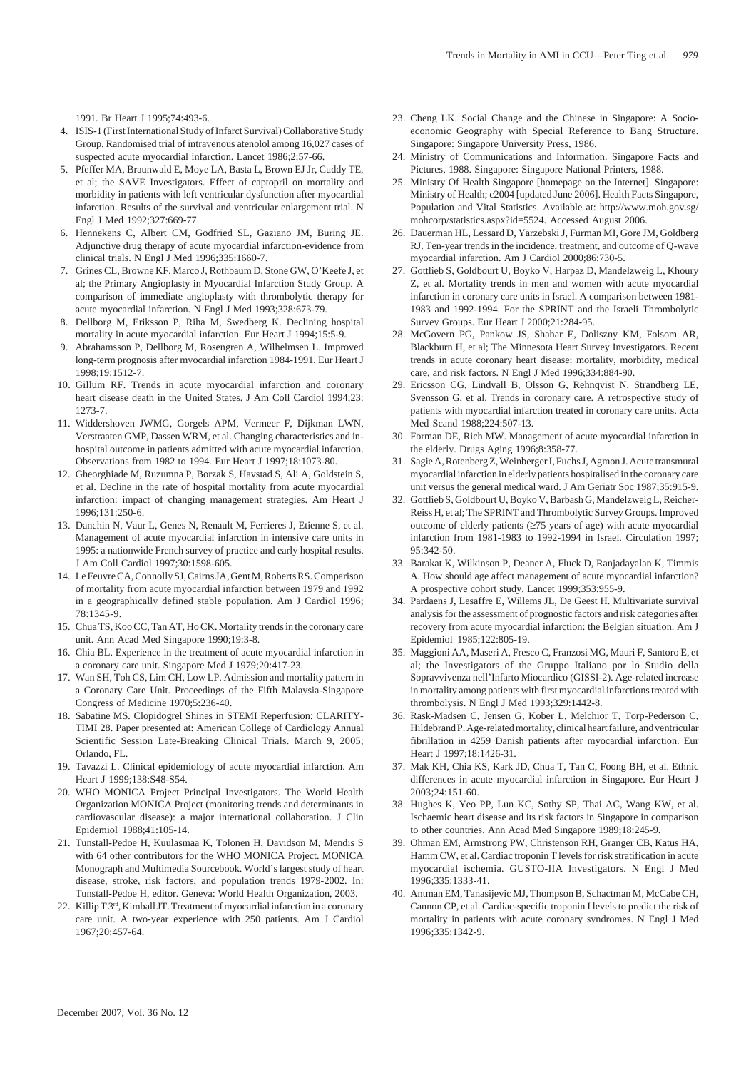1991. Br Heart J 1995;74:493-6.

4. ISIS-1 (First International Study of Infarct Survival) Collaborative Study Group. Randomised trial of intravenous atenolol among 16,027 cases of suspected acute myocardial infarction. Lancet 1986;2:57-66.
5. Pfeffer MA, Braunwald E, Moye LA, Basta L, Brown EJ Jr, Cuddy TE, et al; the SAVE Investigators. Effect of captopril on mortality and morbidity in patients with left ventricular dysfunction after myocardial infarction. Results of the survival and ventricular enlargement trial. N Engl J Med 1992;327:669-77.
6. Hennekens C, Albert CM, Godfried SL, Gaziano JM, Buring JE. Adjunctive drug therapy of acute myocardial infarction-evidence from clinical trials. N Engl J Med 1996;335:1660-7.
7. Grines CL, Browne KF, Marco J, Rothbaum D, Stone GW, O'Keefe J, et al; the Primary Angioplasty in Myocardial Infarction Study Group. A comparison of immediate angioplasty with thrombolytic therapy for acute myocardial infarction. N Engl J Med 1993;328:673-79.
8. Dellborg M, Eriksson P, Riha M, Swedberg K. Declining hospital mortality in acute myocardial infarction. Eur Heart J 1994;15:5-9.
9. Abrahamsson P, Dellborg M, Rosengren A, Wilhelmsen L. Improved long-term prognosis after myocardial infarction 1984-1991. Eur Heart J 1998;19:1512-7.
10. Gillum RF. Trends in acute myocardial infarction and coronary heart disease death in the United States. J Am Coll Cardiol 1994;23: 1273-7.
11. Widdershoven JWMG, Gorgels APM, Vermeer F, Dijkman LWN, Verstraaten GMP, Dassen WRM, et al. Changing characteristics and in-hospital outcome in patients admitted with acute myocardial infarction. Observations from 1982 to 1994. Eur Heart J 1997;18:1073-80.
12. Gheorghiade M, Ruzumna P, Borzak S, Havstad S, Ali A, Goldstein S, et al. Decline in the rate of hospital mortality from acute myocardial infarction: impact of changing management strategies. Am Heart J 1996;131:250-6.
13. Danchin N, Vaur L, Genes N, Renault M, Ferrieres J, Etienne S, et al. Management of acute myocardial infarction in intensive care units in 1995: a nationwide French survey of practice and early hospital results. J Am Coll Cardiol 1997;30:1598-605.
14. Le Feuvre CA, Connolly SJ, Cairns JA, Gent M, Roberts RS. Comparison of mortality from acute myocardial infarction between 1979 and 1992 in a geographically defined stable population. Am J Cardiol 1996; 78:1345-9.
15. Chua TS, Koo CC, Tan AT, Ho CK. Mortality trends in the coronary care unit. Ann Acad Med Singapore 1990;19:3-8.
16. Chia BL. Experience in the treatment of acute myocardial infarction in a coronary care unit. Singapore Med J 1979;20:417-23.
17. Wan SH, Toh CS, Lim CH, Low LP. Admission and mortality pattern in a Coronary Care Unit. Proceedings of the Fifth Malaysia-Singapore Congress of Medicine 1970;5:236-40.
18. Sabatine MS. Clopidogrel Shines in STEMI Reperfusion: CLARITY-TIMI 28. Paper presented at: American College of Cardiology Annual Scientific Session Late-Breaking Clinical Trials. March 9, 2005; Orlando, FL.
19. Tavazzi L. Clinical epidemiology of acute myocardial infarction. Am Heart J 1999;138:S48-S54.
20. WHO MONICA Project Principal Investigators. The World Health Organization MONICA Project (monitoring trends and determinants in cardiovascular disease): a major international collaboration. J Clin Epidemiol 1988;41:105-14.
21. Tunstall-Pedoe H, Kuulasmaa K, Tolonen H, Davidson M, Mendis S with 64 other contributors for the WHO MONICA Project. MONICA Monograph and Multimedia Sourcebook. World's largest study of heart disease, stroke, risk factors, and population trends 1979-2002. In: Tunstall-Pedoe H, editor. Geneva: World Health Organization, 2003.
22. Killip T 3rd, Kimball JT. Treatment of myocardial infarction in a coronary care unit. A two-year experience with 250 patients. Am J Cardiol 1967;20:457-64.
23. Cheng LK. Social Change and the Chinese in Singapore: A Socio-economic Geography with Special Reference to Bang Structure. Singapore: Singapore University Press, 1986.
24. Ministry of Communications and Information. Singapore Facts and Pictures, 1988. Singapore: Singapore National Printers, 1988.
25. Ministry Of Health Singapore [homepage on the Internet]. Singapore: Ministry of Health; c2004 [updated June 2006]. Health Facts Singapore, Population and Vital Statistics. Available at: http://www.moh.gov.sg/mohcorp/statistics.aspx?id=5524. Accessed August 2006.
26. Dauerman HL, Lessard D, Yarzebski J, Furman MI, Gore JM, Goldberg RJ. Ten-year trends in the incidence, treatment, and outcome of Q-wave myocardial infarction. Am J Cardiol 2000;86:730-5.
27. Gottlieb S, Goldbourt U, Boyko V, Harpaz D, Mandelzweig L, Khoury Z, et al. Mortality trends in men and women with acute myocardial infarction in coronary care units in Israel. A comparison between 1981-1983 and 1992-1994. For the SPRINT and the Israeli Thrombolytic Survey Groups. Eur Heart J 2000;21:284-95.
28. McGovern PG, Pankow JS, Shahar E, Doliszny KM, Folsom AR, Blackburn H, et al; The Minnesota Heart Survey Investigators. Recent trends in acute coronary heart disease: mortality, morbidity, medical care, and risk factors. N Engl J Med 1996;334:884-90.
29. Ericsson CG, Lindvall B, Olsson G, Rehnqvist N, Strandberg LE, Svensson G, et al. Trends in coronary care. A retrospective study of patients with myocardial infarction treated in coronary care units. Acta Med Scand 1988;224:507-13.
30. Forman DE, Rich MW. Management of acute myocardial infarction in the elderly. Drugs Aging 1996;8:358-77.
31. Sagie A, Rotenberg Z, Weinberger I, Fuchs J, Agmon J. Acute transmural myocardial infarction in elderly patients hospitalised in the coronary care unit versus the general medical ward. J Am Geriatr Soc 1987;35:915-9.
32. Gottlieb S, Goldbourt U, Boyko V, Barbash G, Mandelzweig L, Reicher-Reiss H, et al; The SPRINT and Thrombolytic Survey Groups. Improved outcome of elderly patients (≥75 years of age) with acute myocardial infarction from 1981-1983 to 1992-1994 in Israel. Circulation 1997; 95:342-50.
33. Barakat K, Wilkinson P, Deaner A, Fluck D, Ranjadayalan K, Timmis A. How should age affect management of acute myocardial infarction? A prospective cohort study. Lancet 1999;353:955-9.
34. Pardaens J, Lesaffre E, Willems JL, De Geest H. Multivariate survival analysis for the assessment of prognostic factors and risk categories after recovery from acute myocardial infarction: the Belgian situation. Am J Epidemiol 1985;122:805-19.
35. Maggioni AA, Maseri A, Fresco C, Franzosi MG, Mauri F, Santoro E, et al; the Investigators of the Gruppo Italiano por lo Studio della Sopravvivenza nell'Infarto Miocardico (GISSI-2). Age-related increase in mortality among patients with first myocardial infarctions treated with thrombolysis. N Engl J Med 1993;329:1442-8.
36. Rask-Madsen C, Jensen G, Kober L, Melchior T, Torp-Pederson C, Hildebrand P. Age-related mortality, clinical heart failure, and ventricular fibrillation in 4259 Danish patients after myocardial infarction. Eur Heart J 1997;18:1426-31.
37. Mak KH, Chia KS, Kark JD, Chua T, Tan C, Foong BH, et al. Ethnic differences in acute myocardial infarction in Singapore. Eur Heart J 2003;24:151-60.
38. Hughes K, Yeo PP, Lun KC, Sothy SP, Thai AC, Wang KW, et al. Ischaemic heart disease and its risk factors in Singapore in comparison to other countries. Ann Acad Med Singapore 1989;18:245-9.
39. Ohman EM, Armstrong PW, Christenson RH, Granger CB, Katus HA, Hamm CW, et al. Cardiac troponin T levels for risk stratification in acute myocardial ischemia. GUSTO-IIA Investigators. N Engl J Med 1996;335:1333-41.
40. Antman EM, Tanasijevic MJ, Thompson B, Schactman M, McCabe CH, Cannon CP, et al. Cardiac-specific troponin I levels to predict the risk of mortality in patients with acute coronary syndromes. N Engl J Med 1996;335:1342-9.